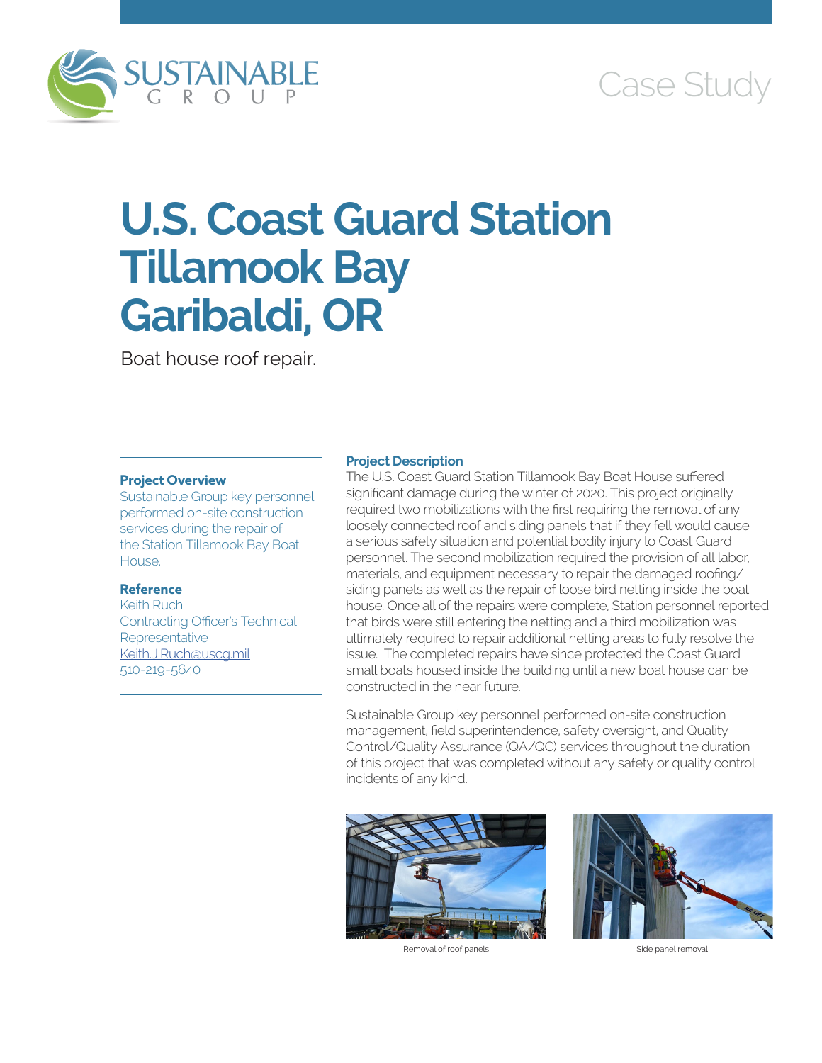SUSTAINABLE GROUP

Case Study

# U.S. Coast Guard Station Tillamook Bay Garibaldi, OR

Boat house roof repair.

### Project Overview

Sustainable Group key personnel performed on-site construction services during the repair of the Station Tillamook Bay Boat House.

### Reference

Keith Ruch
Contracting Officer's Technical Representative
Keith.J.Ruch@uscg.mil
510-219-5640

### Project Description

The U.S. Coast Guard Station Tillamook Bay Boat House suffered significant damage during the winter of 2020. This project originally required two mobilizations with the first requiring the removal of any loosely connected roof and siding panels that if they fell would cause a serious safety situation and potential bodily injury to Coast Guard personnel. The second mobilization required the provision of all labor, materials, and equipment necessary to repair the damaged roofing/siding panels as well as the repair of loose bird netting inside the boat house. Once all of the repairs were complete, Station personnel reported that birds were still entering the netting and a third mobilization was ultimately required to repair additional netting areas to fully resolve the issue. The completed repairs have since protected the Coast Guard small boats housed inside the building until a new boat house can be constructed in the near future.

Sustainable Group key personnel performed on-site construction management, field superintendence, safety oversight, and Quality Control/Quality Assurance (QA/QC) services throughout the duration of this project that was completed without any safety or quality control incidents of any kind.

Removal of roof panels

Side panel removal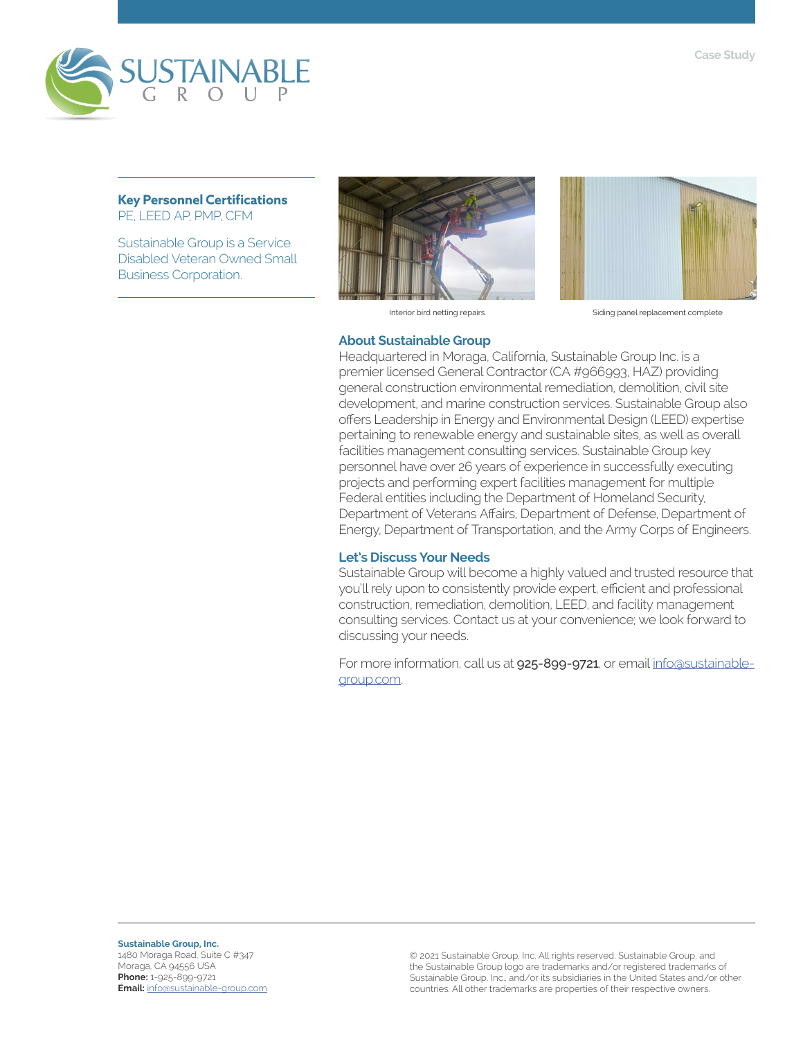### Key Personnel Certifications

PE, LEED AP, PMP, CFM

Sustainable Group is a Service Disabled Veteran Owned Small Business Corporation.

Interior bird netting repairs

Siding panel replacement complete

### About Sustainable Group

Headquartered in Moraga, California, Sustainable Group Inc. is a premier licensed General Contractor (CA #966993, HAZ) providing general construction environmental remediation, demolition, civil site development, and marine construction services. Sustainable Group also offers Leadership in Energy and Environmental Design (LEED) expertise pertaining to renewable energy and sustainable sites, as well as overall facilities management consulting services. Sustainable Group key personnel have over 26 years of experience in successfully executing projects and performing expert facilities management for multiple Federal entities including the Department of Homeland Security, Department of Veterans Affairs, Department of Defense, Department of Energy, Department of Transportation, and the Army Corps of Engineers.

### Let's Discuss Your Needs

Sustainable Group will become a highly valued and trusted resource that you'll rely upon to consistently provide expert, efficient and professional construction, remediation, demolition, LEED, and facility management consulting services. Contact us at your convenience; we look forward to discussing your needs.

For more information, call us at 925-899-9721, or email info@sustainable-group.com.

**Sustainable Group, Inc.**
1480 Moraga Road, Suite C #347
Moraga, CA 94556 USA
**Phone:** 1-925-899-9721
**Email:** info@sustainable-group.com

© 2021 Sustainable Group, Inc. All rights reserved. Sustainable Group, and the Sustainable Group logo are trademarks and/or registered trademarks of Sustainable Group, Inc., and/or its subsidiaries in the United States and/or other countries. All other trademarks are properties of their respective owners.